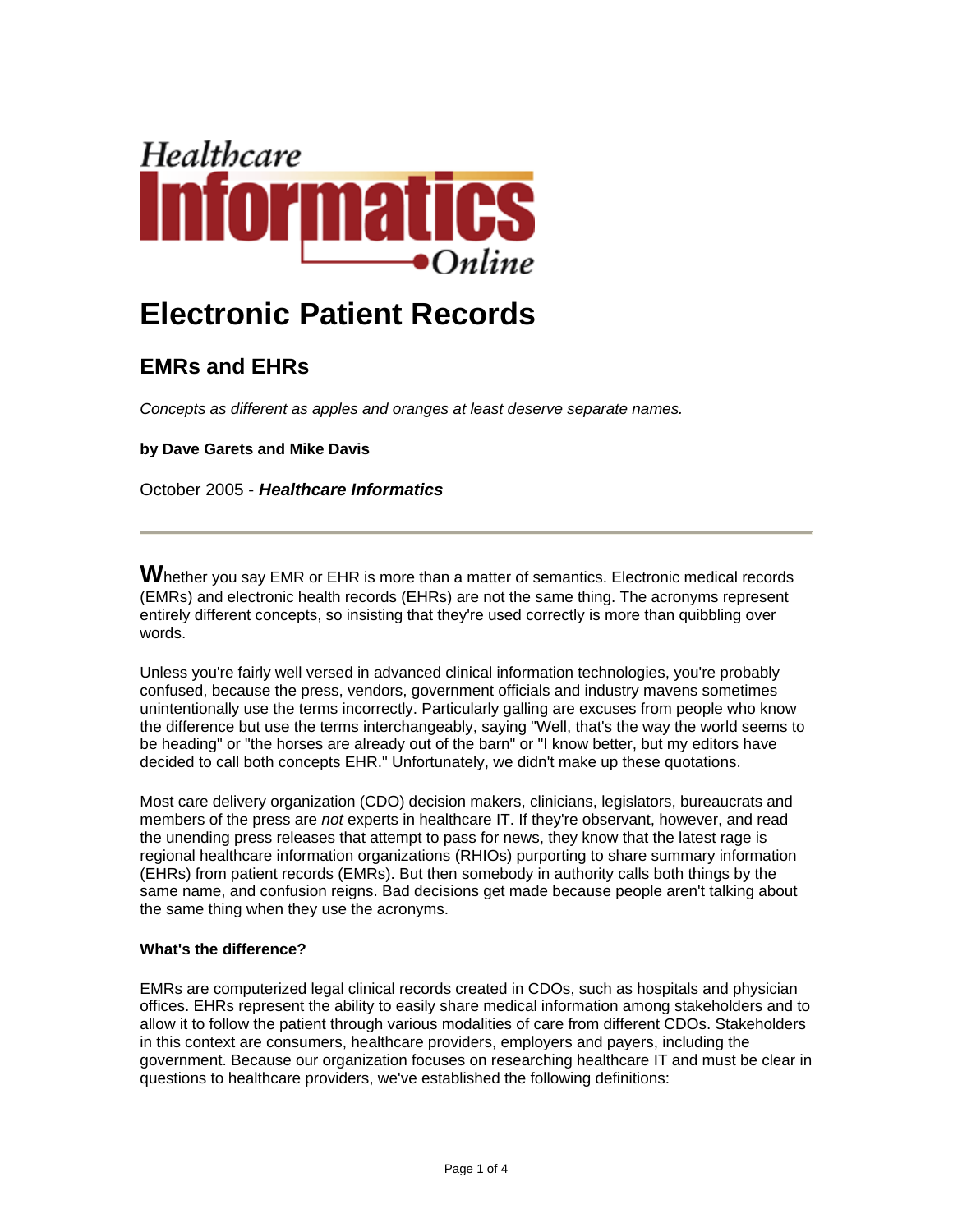Healthcare Informatics Online

# Electronic Patient Records

## EMRs and EHRs

*Concepts as different as apples and oranges at least deserve separate names.*

**by Dave Garets and Mike Davis**

October 2005 - ***Healthcare Informatics***

---

Whether you say EMR or EHR is more than a matter of semantics. Electronic medical records (EMRs) and electronic health records (EHRs) are not the same thing. The acronyms represent entirely different concepts, so insisting that they're used correctly is more than quibbling over words.

Unless you're fairly well versed in advanced clinical information technologies, you're probably confused, because the press, vendors, government officials and industry mavens sometimes unintentionally use the terms incorrectly. Particularly galling are excuses from people who know the difference but use the terms interchangeably, saying "Well, that's the way the world seems to be heading" or "the horses are already out of the barn" or "I know better, but my editors have decided to call both concepts EHR." Unfortunately, we didn't make up these quotations.

Most care delivery organization (CDO) decision makers, clinicians, legislators, bureaucrats and members of the press are *not* experts in healthcare IT. If they're observant, however, and read the unending press releases that attempt to pass for news, they know that the latest rage is regional healthcare information organizations (RHIOs) purporting to share summary information (EHRs) from patient records (EMRs). But then somebody in authority calls both things by the same name, and confusion reigns. Bad decisions get made because people aren't talking about the same thing when they use the acronyms.

**What's the difference?**

EMRs are computerized legal clinical records created in CDOs, such as hospitals and physician offices. EHRs represent the ability to easily share medical information among stakeholders and to allow it to follow the patient through various modalities of care from different CDOs. Stakeholders in this context are consumers, healthcare providers, employers and payers, including the government. Because our organization focuses on researching healthcare IT and must be clear in questions to healthcare providers, we've established the following definitions: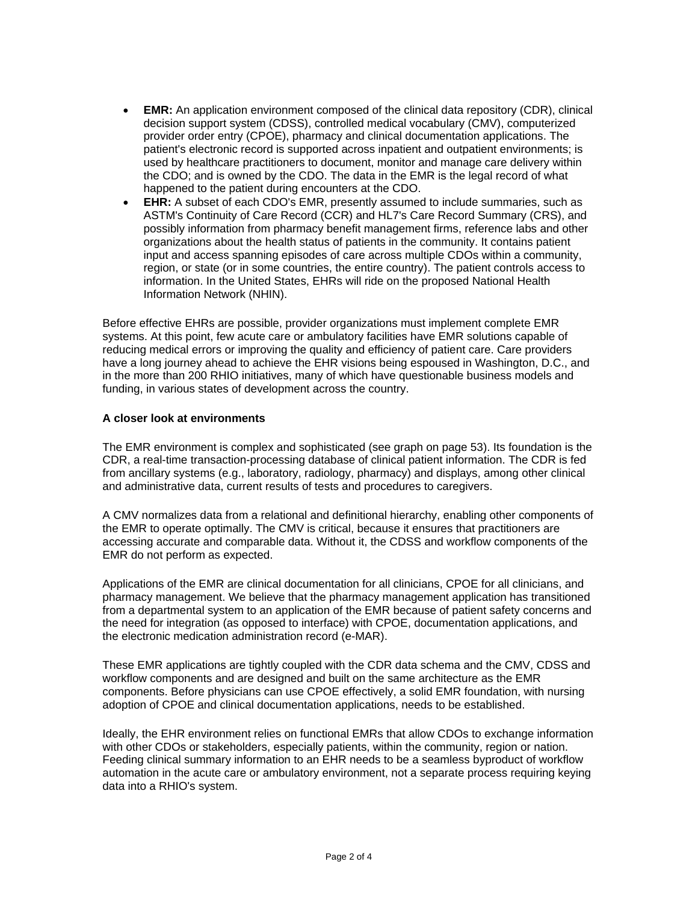- **EMR:** An application environment composed of the clinical data repository (CDR), clinical decision support system (CDSS), controlled medical vocabulary (CMV), computerized provider order entry (CPOE), pharmacy and clinical documentation applications. The patient's electronic record is supported across inpatient and outpatient environments; is used by healthcare practitioners to document, monitor and manage care delivery within the CDO; and is owned by the CDO. The data in the EMR is the legal record of what happened to the patient during encounters at the CDO.
- **EHR:** A subset of each CDO's EMR, presently assumed to include summaries, such as ASTM's Continuity of Care Record (CCR) and HL7's Care Record Summary (CRS), and possibly information from pharmacy benefit management firms, reference labs and other organizations about the health status of patients in the community. It contains patient input and access spanning episodes of care across multiple CDOs within a community, region, or state (or in some countries, the entire country). The patient controls access to information. In the United States, EHRs will ride on the proposed National Health Information Network (NHIN).

Before effective EHRs are possible, provider organizations must implement complete EMR systems. At this point, few acute care or ambulatory facilities have EMR solutions capable of reducing medical errors or improving the quality and efficiency of patient care. Care providers have a long journey ahead to achieve the EHR visions being espoused in Washington, D.C., and in the more than 200 RHIO initiatives, many of which have questionable business models and funding, in various states of development across the country.

**A closer look at environments**

The EMR environment is complex and sophisticated (see graph on page 53). Its foundation is the CDR, a real-time transaction-processing database of clinical patient information. The CDR is fed from ancillary systems (e.g., laboratory, radiology, pharmacy) and displays, among other clinical and administrative data, current results of tests and procedures to caregivers.

A CMV normalizes data from a relational and definitional hierarchy, enabling other components of the EMR to operate optimally. The CMV is critical, because it ensures that practitioners are accessing accurate and comparable data. Without it, the CDSS and workflow components of the EMR do not perform as expected.

Applications of the EMR are clinical documentation for all clinicians, CPOE for all clinicians, and pharmacy management. We believe that the pharmacy management application has transitioned from a departmental system to an application of the EMR because of patient safety concerns and the need for integration (as opposed to interface) with CPOE, documentation applications, and the electronic medication administration record (e-MAR).

These EMR applications are tightly coupled with the CDR data schema and the CMV, CDSS and workflow components and are designed and built on the same architecture as the EMR components. Before physicians can use CPOE effectively, a solid EMR foundation, with nursing adoption of CPOE and clinical documentation applications, needs to be established.

Ideally, the EHR environment relies on functional EMRs that allow CDOs to exchange information with other CDOs or stakeholders, especially patients, within the community, region or nation. Feeding clinical summary information to an EHR needs to be a seamless byproduct of workflow automation in the acute care or ambulatory environment, not a separate process requiring keying data into a RHIO's system.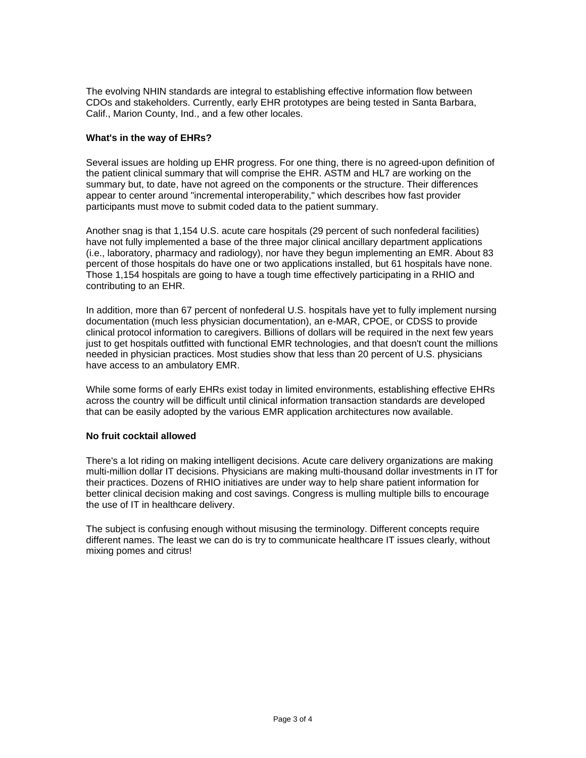The evolving NHIN standards are integral to establishing effective information flow between CDOs and stakeholders. Currently, early EHR prototypes are being tested in Santa Barbara, Calif., Marion County, Ind., and a few other locales.

**What's in the way of EHRs?**

Several issues are holding up EHR progress. For one thing, there is no agreed-upon definition of the patient clinical summary that will comprise the EHR. ASTM and HL7 are working on the summary but, to date, have not agreed on the components or the structure. Their differences appear to center around "incremental interoperability," which describes how fast provider participants must move to submit coded data to the patient summary.

Another snag is that 1,154 U.S. acute care hospitals (29 percent of such nonfederal facilities) have not fully implemented a base of the three major clinical ancillary department applications (i.e., laboratory, pharmacy and radiology), nor have they begun implementing an EMR. About 83 percent of those hospitals do have one or two applications installed, but 61 hospitals have none. Those 1,154 hospitals are going to have a tough time effectively participating in a RHIO and contributing to an EHR.

In addition, more than 67 percent of nonfederal U.S. hospitals have yet to fully implement nursing documentation (much less physician documentation), an e-MAR, CPOE, or CDSS to provide clinical protocol information to caregivers. Billions of dollars will be required in the next few years just to get hospitals outfitted with functional EMR technologies, and that doesn't count the millions needed in physician practices. Most studies show that less than 20 percent of U.S. physicians have access to an ambulatory EMR.

While some forms of early EHRs exist today in limited environments, establishing effective EHRs across the country will be difficult until clinical information transaction standards are developed that can be easily adopted by the various EMR application architectures now available.

**No fruit cocktail allowed**

There's a lot riding on making intelligent decisions. Acute care delivery organizations are making multi-million dollar IT decisions. Physicians are making multi-thousand dollar investments in IT for their practices. Dozens of RHIO initiatives are under way to help share patient information for better clinical decision making and cost savings. Congress is mulling multiple bills to encourage the use of IT in healthcare delivery.

The subject is confusing enough without misusing the terminology. Different concepts require different names. The least we can do is try to communicate healthcare IT issues clearly, without mixing pomes and citrus!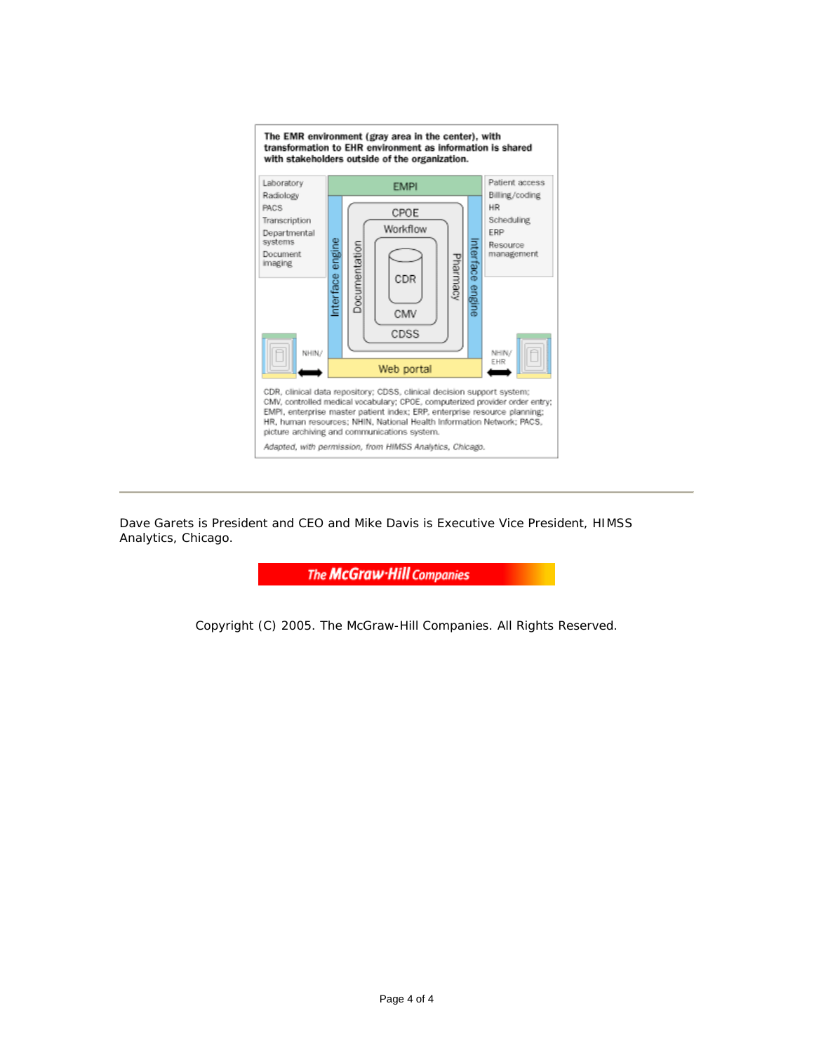**The EMR environment (gray area in the center), with transformation to EHR environment as information is shared with stakeholders outside of the organization.**

Laboratory
Radiology
PACS
Transcription
Departmental systems
Document imaging

EMPI

CPOE

Workflow

CDR

CMV

CDSS

Documentation

Pharmacy

Interface engine

Interface engine

Web portal

Patient access
Billing/coding
HR
Scheduling
ERP
Resource management

NHIN/

NHIN/ EHR

CDR, clinical data repository; CDSS, clinical decision support system; CMV, controlled medical vocabulary; CPOE, computerized provider order entry; EMPI, enterprise master patient index; ERP, enterprise resource planning; HR, human resources; NHIN, National Health Information Network; PACS, picture archiving and communications system.

*Adapted, with permission, from HIMSS Analytics, Chicago.*

---

Dave Garets is President and CEO and Mike Davis is Executive Vice President, HIMSS Analytics, Chicago.

The McGraw-Hill Companies

Copyright (C) 2005. The McGraw-Hill Companies. All Rights Reserved.